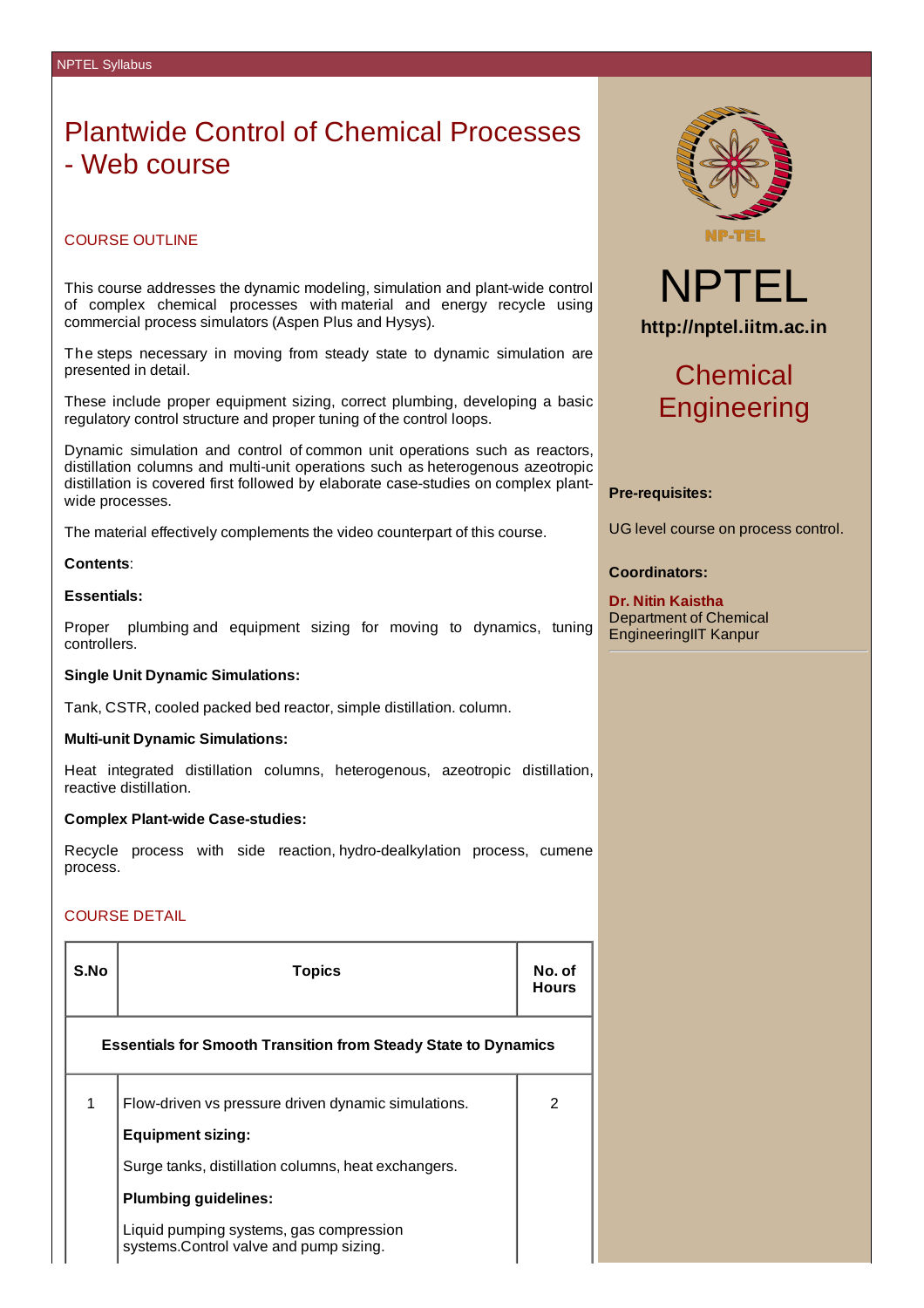# Plantwide Control of Chemical Processes - Web course

## COURSE OUTLINE

This course addresses the dynamic modeling, simulation and plant-wide control of complex chemical processes with material and energy recycle using commercial process simulators (Aspen Plus and Hysys).

The steps necessary in moving from steady state to dynamic simulation are presented in detail.

These include proper equipment sizing, correct plumbing, developing a basic regulatory control structure and proper tuning of the control loops.

Dynamic simulation and control of common unit operations such as reactors, distillation columns and multi-unit operations such as heterogenous azeotropic distillation is covered first followed by elaborate case-studies on complex plant-wide processes.

The material effectively complements the video counterpart of this course.

**Contents**:

**Essentials:**

Proper plumbing and equipment sizing for moving to dynamics, tuning controllers.

**Single Unit Dynamic Simulations:**

Tank, CSTR, cooled packed bed reactor, simple distillation. column.

**Multi-unit Dynamic Simulations:**

Heat integrated distillation columns, heterogenous, azeotropic distillation, reactive distillation.

**Complex Plant-wide Case-studies:**

Recycle process with side reaction, hydro-dealkylation process, cumene process.

NPTEL

http://nptel.iitm.ac.in

Chemical Engineering

**Pre-requisites:**

UG level course on process control.

**Coordinators:**

**Dr. Nitin Kaistha**
Department of Chemical EngineeringIIT Kanpur

## COURSE DETAIL

| S.No | Topics | No. of Hours |
|---|---|---|
| **Essentials for Smooth Transition from Steady State to Dynamics** | | |
| 1 | Flow-driven vs pressure driven dynamic simulations.<br>**Equipment sizing:**<br>Surge tanks, distillation columns, heat exchangers.<br>**Plumbing guidelines:**<br>Liquid pumping systems, gas compression systems.Control valve and pump sizing. | 2 |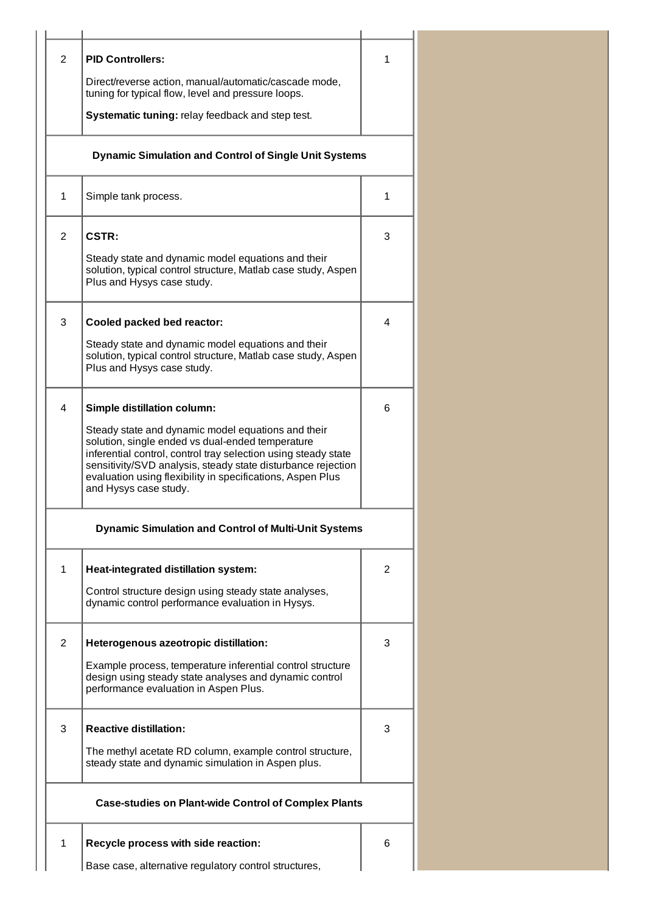| | | |
|---|---|---|
| 2 | **PID Controllers:**<br><br>Direct/reverse action, manual/automatic/cascade mode, tuning for typical flow, level and pressure loops.<br><br>**Systematic tuning:** relay feedback and step test. | 1 |
| **Dynamic Simulation and Control of Single Unit Systems** | | |
| 1 | Simple tank process. | 1 |
| 2 | **CSTR:**<br><br>Steady state and dynamic model equations and their solution, typical control structure, Matlab case study, Aspen Plus and Hysys case study. | 3 |
| 3 | **Cooled packed bed reactor:**<br><br>Steady state and dynamic model equations and their solution, typical control structure, Matlab case study, Aspen Plus and Hysys case study. | 4 |
| 4 | **Simple distillation column:**<br><br>Steady state and dynamic model equations and their solution, single ended vs dual-ended temperature inferential control, control tray selection using steady state sensitivity/SVD analysis, steady state disturbance rejection evaluation using flexibility in specifications, Aspen Plus and Hysys case study. | 6 |
| **Dynamic Simulation and Control of Multi-Unit Systems** | | |
| 1 | **Heat-integrated distillation system:**<br><br>Control structure design using steady state analyses, dynamic control performance evaluation in Hysys. | 2 |
| 2 | **Heterogenous azeotropic distillation:**<br><br>Example process, temperature inferential control structure design using steady state analyses and dynamic control performance evaluation in Aspen Plus. | 3 |
| 3 | **Reactive distillation:**<br><br>The methyl acetate RD column, example control structure, steady state and dynamic simulation in Aspen plus. | 3 |
| **Case-studies on Plant-wide Control of Complex Plants** | | |
| 1 | **Recycle process with side reaction:**<br><br>Base case, alternative regulatory control structures, | 6 |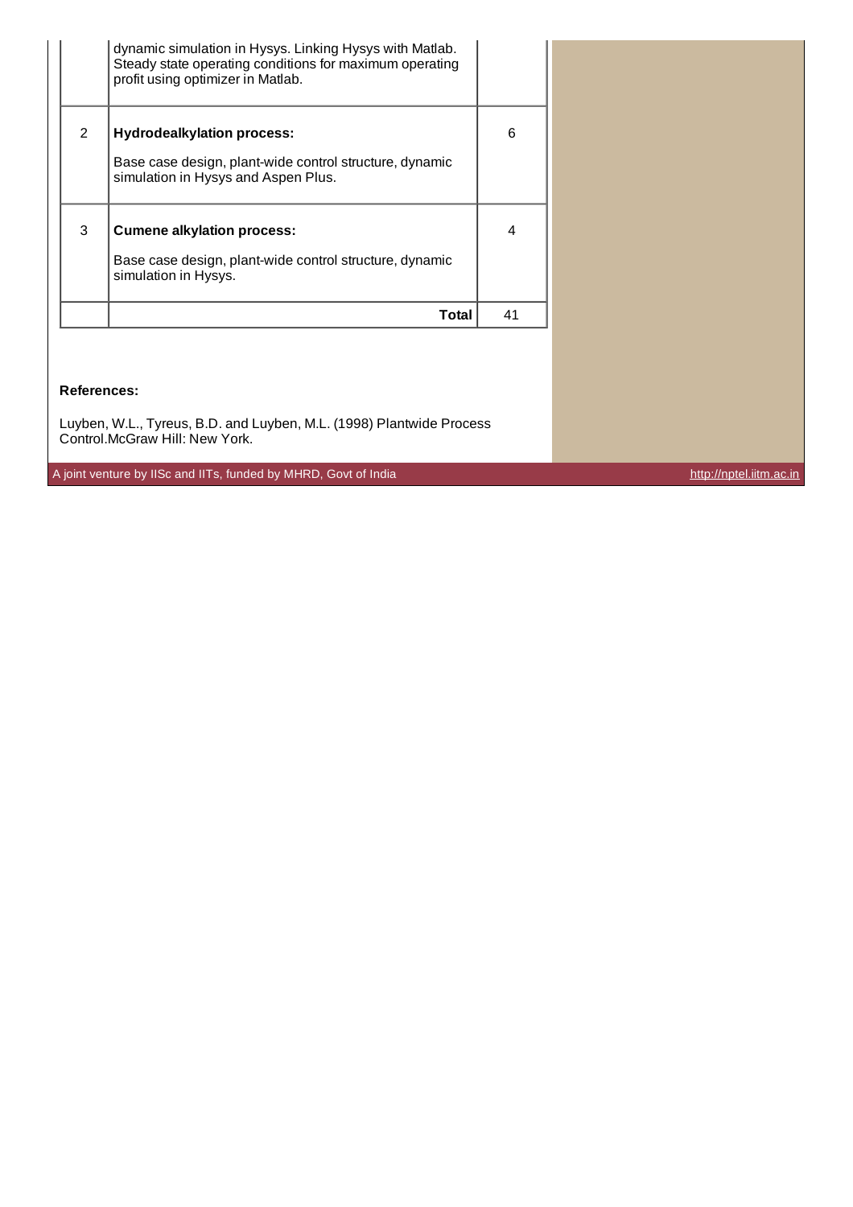| | | |
|---|---|---|
| | dynamic simulation in Hysys. Linking Hysys with Matlab. Steady state operating conditions for maximum operating profit using optimizer in Matlab. | |
| 2 | **Hydrodealkylation process:**<br><br>Base case design, plant-wide control structure, dynamic simulation in Hysys and Aspen Plus. | 6 |
| 3 | **Cumene alkylation process:**<br><br>Base case design, plant-wide control structure, dynamic simulation in Hysys. | 4 |
| | **Total** | 41 |

**References:**

Luyben, W.L., Tyreus, B.D. and Luyben, M.L. (1998) Plantwide Process Control.McGraw Hill: New York.

A joint venture by IISc and IITs, funded by MHRD, Govt of India http://nptel.iitm.ac.in